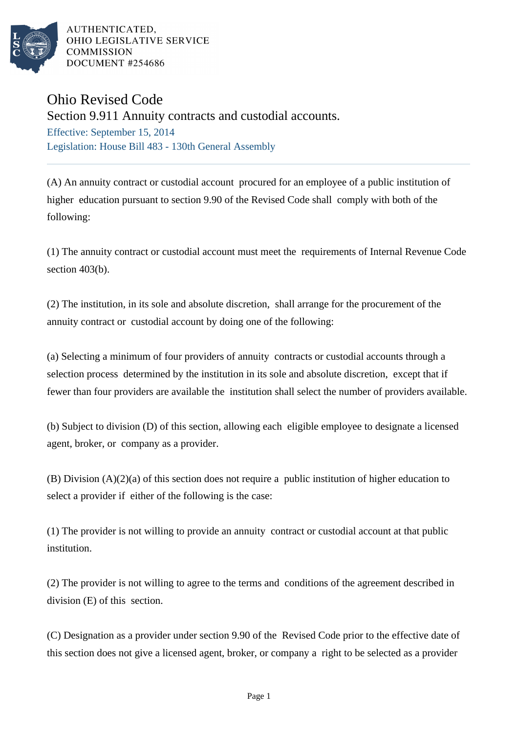AUTHENTICATED,
OHIO LEGISLATIVE SERVICE
COMMISSION
DOCUMENT #254686

# Ohio Revised Code

## Section 9.911 Annuity contracts and custodial accounts.

Effective: September 15, 2014

Legislation: House Bill 483 - 130th General Assembly

(A) An annuity contract or custodial account procured for an employee of a public institution of higher education pursuant to section 9.90 of the Revised Code shall comply with both of the following:

(1) The annuity contract or custodial account must meet the requirements of Internal Revenue Code section 403(b).

(2) The institution, in its sole and absolute discretion, shall arrange for the procurement of the annuity contract or custodial account by doing one of the following:

(a) Selecting a minimum of four providers of annuity contracts or custodial accounts through a selection process determined by the institution in its sole and absolute discretion, except that if fewer than four providers are available the institution shall select the number of providers available.

(b) Subject to division (D) of this section, allowing each eligible employee to designate a licensed agent, broker, or company as a provider.

(B) Division (A)(2)(a) of this section does not require a public institution of higher education to select a provider if either of the following is the case:

(1) The provider is not willing to provide an annuity contract or custodial account at that public institution.

(2) The provider is not willing to agree to the terms and conditions of the agreement described in division (E) of this section.

(C) Designation as a provider under section 9.90 of the Revised Code prior to the effective date of this section does not give a licensed agent, broker, or company a right to be selected as a provider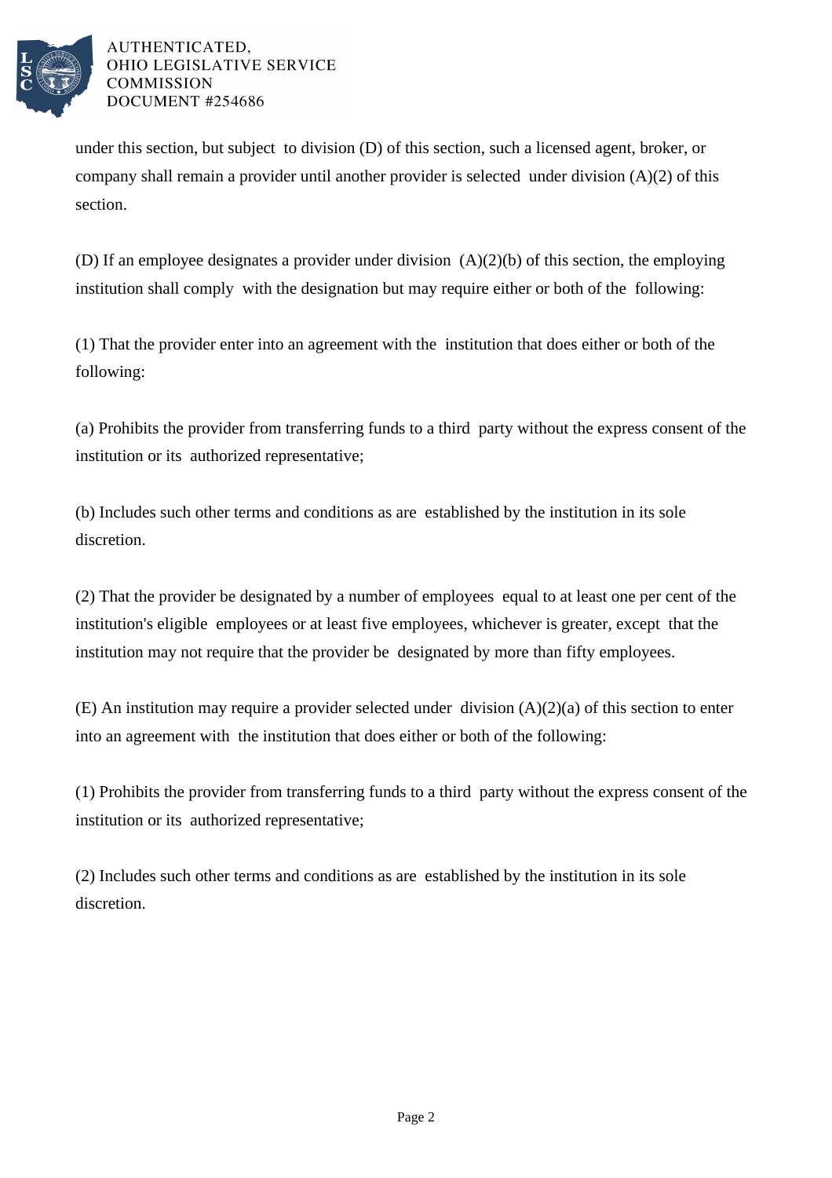under this section, but subject to division (D) of this section, such a licensed agent, broker, or company shall remain a provider until another provider is selected under division (A)(2) of this section.

(D) If an employee designates a provider under division (A)(2)(b) of this section, the employing institution shall comply with the designation but may require either or both of the following:

(1) That the provider enter into an agreement with the institution that does either or both of the following:

(a) Prohibits the provider from transferring funds to a third party without the express consent of the institution or its authorized representative;

(b) Includes such other terms and conditions as are established by the institution in its sole discretion.

(2) That the provider be designated by a number of employees equal to at least one per cent of the institution's eligible employees or at least five employees, whichever is greater, except that the institution may not require that the provider be designated by more than fifty employees.

(E) An institution may require a provider selected under division (A)(2)(a) of this section to enter into an agreement with the institution that does either or both of the following:

(1) Prohibits the provider from transferring funds to a third party without the express consent of the institution or its authorized representative;

(2) Includes such other terms and conditions as are established by the institution in its sole discretion.